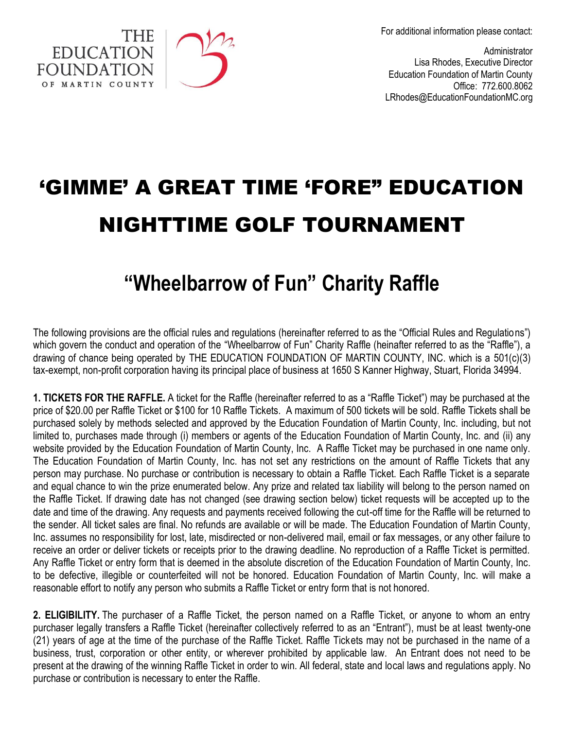THE EDUCATION FOUNDATION OF MARTIN COUNTY

For additional information please contact:

Administrator
Lisa Rhodes, Executive Director
Education Foundation of Martin County
Office: 772.600.8062
LRhodes@EducationFoundationMC.org

# 'GIMME' A GREAT TIME 'FORE" EDUCATION NIGHTTIME GOLF TOURNAMENT

## "Wheelbarrow of Fun" Charity Raffle

The following provisions are the official rules and regulations (hereinafter referred to as the "Official Rules and Regulations") which govern the conduct and operation of the "Wheelbarrow of Fun" Charity Raffle (heinafter referred to as the "Raffle"), a drawing of chance being operated by THE EDUCATION FOUNDATION OF MARTIN COUNTY, INC. which is a 501(c)(3) tax-exempt, non-profit corporation having its principal place of business at 1650 S Kanner Highway, Stuart, Florida 34994.

**1. TICKETS FOR THE RAFFLE.** A ticket for the Raffle (hereinafter referred to as a "Raffle Ticket") may be purchased at the price of $20.00 per Raffle Ticket or $100 for 10 Raffle Tickets. A maximum of 500 tickets will be sold. Raffle Tickets shall be purchased solely by methods selected and approved by the Education Foundation of Martin County, Inc. including, but not limited to, purchases made through (i) members or agents of the Education Foundation of Martin County, Inc. and (ii) any website provided by the Education Foundation of Martin County, Inc. A Raffle Ticket may be purchased in one name only. The Education Foundation of Martin County, Inc. has not set any restrictions on the amount of Raffle Tickets that any person may purchase. No purchase or contribution is necessary to obtain a Raffle Ticket. Each Raffle Ticket is a separate and equal chance to win the prize enumerated below. Any prize and related tax liability will belong to the person named on the Raffle Ticket. If drawing date has not changed (see drawing section below) ticket requests will be accepted up to the date and time of the drawing. Any requests and payments received following the cut-off time for the Raffle will be returned to the sender. All ticket sales are final. No refunds are available or will be made. The Education Foundation of Martin County, Inc. assumes no responsibility for lost, late, misdirected or non-delivered mail, email or fax messages, or any other failure to receive an order or deliver tickets or receipts prior to the drawing deadline. No reproduction of a Raffle Ticket is permitted. Any Raffle Ticket or entry form that is deemed in the absolute discretion of the Education Foundation of Martin County, Inc. to be defective, illegible or counterfeited will not be honored. Education Foundation of Martin County, Inc. will make a reasonable effort to notify any person who submits a Raffle Ticket or entry form that is not honored.

**2. ELIGIBILITY.** The purchaser of a Raffle Ticket, the person named on a Raffle Ticket, or anyone to whom an entry purchaser legally transfers a Raffle Ticket (hereinafter collectively referred to as an "Entrant"), must be at least twenty-one (21) years of age at the time of the purchase of the Raffle Ticket. Raffle Tickets may not be purchased in the name of a business, trust, corporation or other entity, or wherever prohibited by applicable law. An Entrant does not need to be present at the drawing of the winning Raffle Ticket in order to win. All federal, state and local laws and regulations apply. No purchase or contribution is necessary to enter the Raffle.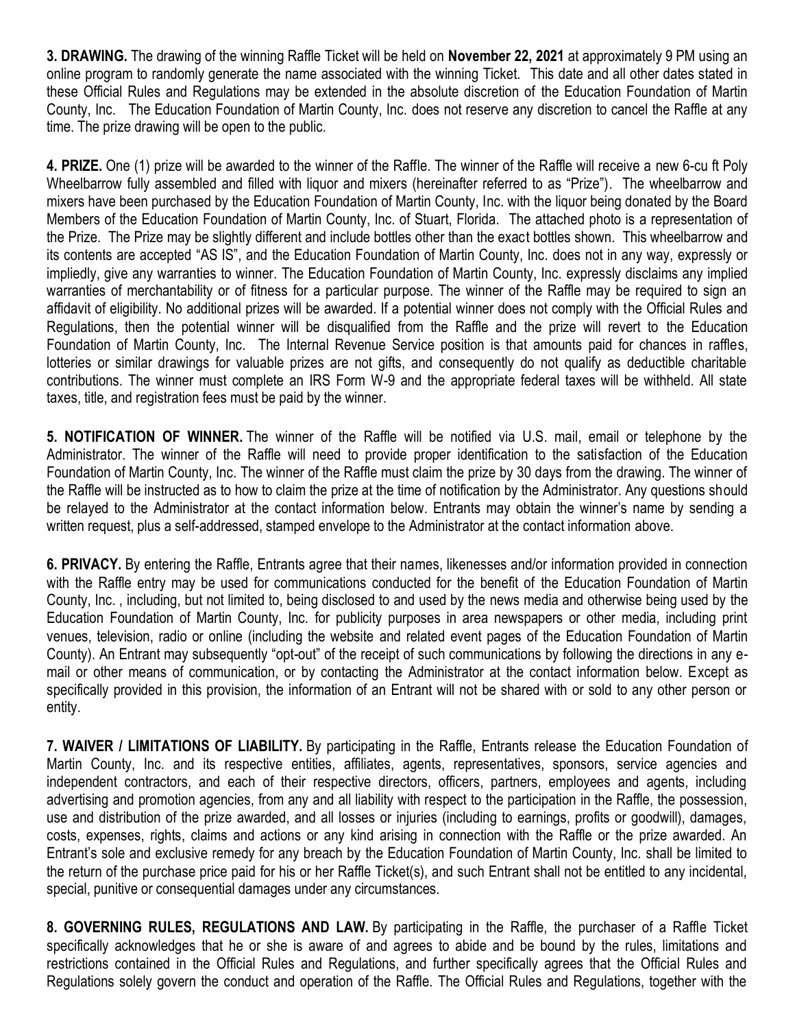**3. DRAWING.** The drawing of the winning Raffle Ticket will be held on **November 22, 2021** at approximately 9 PM using an online program to randomly generate the name associated with the winning Ticket. This date and all other dates stated in these Official Rules and Regulations may be extended in the absolute discretion of the Education Foundation of Martin County, Inc. The Education Foundation of Martin County, Inc. does not reserve any discretion to cancel the Raffle at any time. The prize drawing will be open to the public.

**4. PRIZE.** One (1) prize will be awarded to the winner of the Raffle. The winner of the Raffle will receive a new 6-cu ft Poly Wheelbarrow fully assembled and filled with liquor and mixers (hereinafter referred to as "Prize"). The wheelbarrow and mixers have been purchased by the Education Foundation of Martin County, Inc. with the liquor being donated by the Board Members of the Education Foundation of Martin County, Inc. of Stuart, Florida. The attached photo is a representation of the Prize. The Prize may be slightly different and include bottles other than the exact bottles shown. This wheelbarrow and its contents are accepted "AS IS", and the Education Foundation of Martin County, Inc. does not in any way, expressly or impliedly, give any warranties to winner. The Education Foundation of Martin County, Inc. expressly disclaims any implied warranties of merchantability or of fitness for a particular purpose. The winner of the Raffle may be required to sign an affidavit of eligibility. No additional prizes will be awarded. If a potential winner does not comply with the Official Rules and Regulations, then the potential winner will be disqualified from the Raffle and the prize will revert to the Education Foundation of Martin County, Inc. The Internal Revenue Service position is that amounts paid for chances in raffles, lotteries or similar drawings for valuable prizes are not gifts, and consequently do not qualify as deductible charitable contributions. The winner must complete an IRS Form W-9 and the appropriate federal taxes will be withheld. All state taxes, title, and registration fees must be paid by the winner.

**5. NOTIFICATION OF WINNER.** The winner of the Raffle will be notified via U.S. mail, email or telephone by the Administrator. The winner of the Raffle will need to provide proper identification to the satisfaction of the Education Foundation of Martin County, Inc. The winner of the Raffle must claim the prize by 30 days from the drawing. The winner of the Raffle will be instructed as to how to claim the prize at the time of notification by the Administrator. Any questions should be relayed to the Administrator at the contact information below. Entrants may obtain the winner's name by sending a written request, plus a self-addressed, stamped envelope to the Administrator at the contact information above.

**6. PRIVACY.** By entering the Raffle, Entrants agree that their names, likenesses and/or information provided in connection with the Raffle entry may be used for communications conducted for the benefit of the Education Foundation of Martin County, Inc. , including, but not limited to, being disclosed to and used by the news media and otherwise being used by the Education Foundation of Martin County, Inc. for publicity purposes in area newspapers or other media, including print venues, television, radio or online (including the website and related event pages of the Education Foundation of Martin County). An Entrant may subsequently "opt-out" of the receipt of such communications by following the directions in any e-mail or other means of communication, or by contacting the Administrator at the contact information below. Except as specifically provided in this provision, the information of an Entrant will not be shared with or sold to any other person or entity.

**7. WAIVER / LIMITATIONS OF LIABILITY.** By participating in the Raffle, Entrants release the Education Foundation of Martin County, Inc. and its respective entities, affiliates, agents, representatives, sponsors, service agencies and independent contractors, and each of their respective directors, officers, partners, employees and agents, including advertising and promotion agencies, from any and all liability with respect to the participation in the Raffle, the possession, use and distribution of the prize awarded, and all losses or injuries (including to earnings, profits or goodwill), damages, costs, expenses, rights, claims and actions or any kind arising in connection with the Raffle or the prize awarded. An Entrant's sole and exclusive remedy for any breach by the Education Foundation of Martin County, Inc. shall be limited to the return of the purchase price paid for his or her Raffle Ticket(s), and such Entrant shall not be entitled to any incidental, special, punitive or consequential damages under any circumstances.

**8. GOVERNING RULES, REGULATIONS AND LAW.** By participating in the Raffle, the purchaser of a Raffle Ticket specifically acknowledges that he or she is aware of and agrees to abide and be bound by the rules, limitations and restrictions contained in the Official Rules and Regulations, and further specifically agrees that the Official Rules and Regulations solely govern the conduct and operation of the Raffle. The Official Rules and Regulations, together with the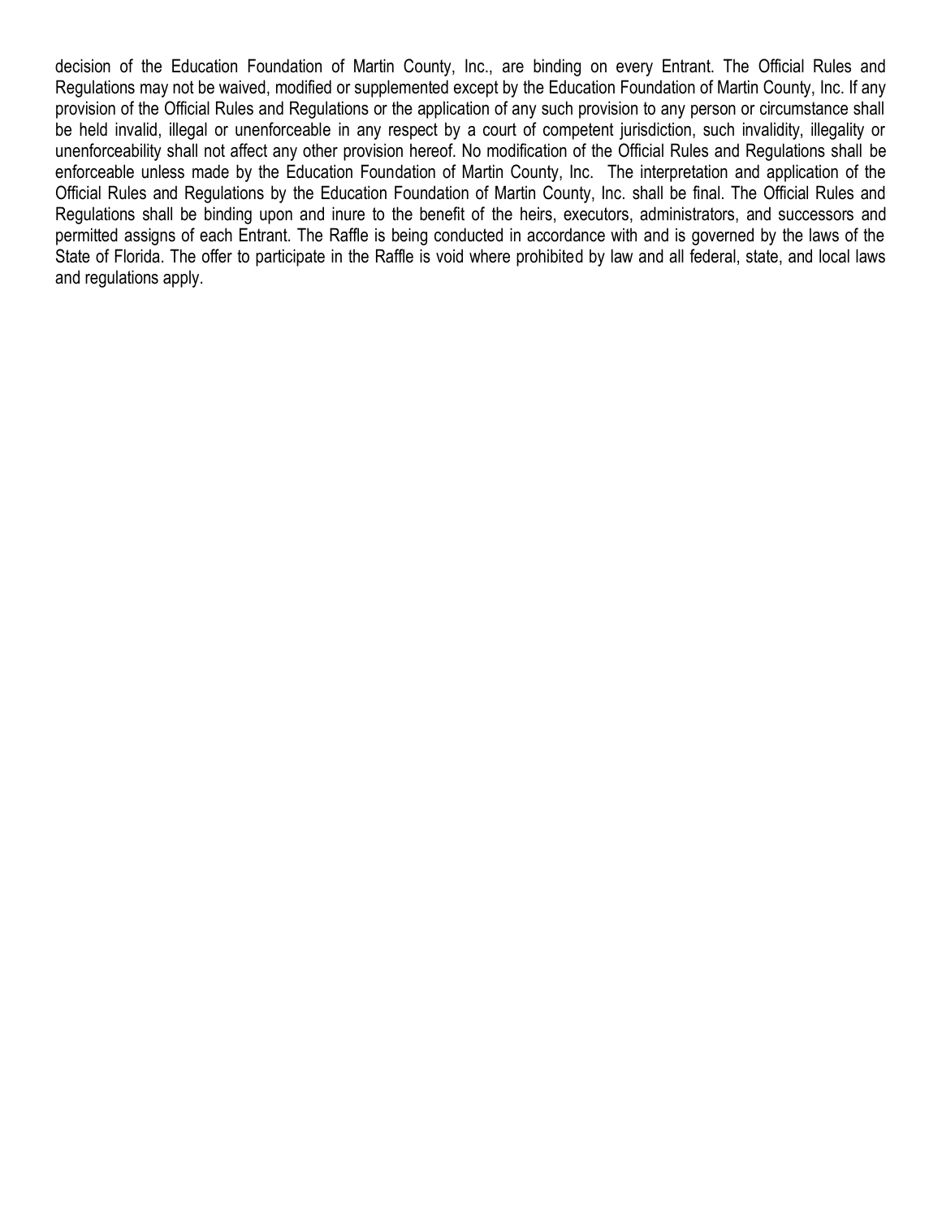decision of the Education Foundation of Martin County, Inc., are binding on every Entrant. The Official Rules and Regulations may not be waived, modified or supplemented except by the Education Foundation of Martin County, Inc. If any provision of the Official Rules and Regulations or the application of any such provision to any person or circumstance shall be held invalid, illegal or unenforceable in any respect by a court of competent jurisdiction, such invalidity, illegality or unenforceability shall not affect any other provision hereof. No modification of the Official Rules and Regulations shall be enforceable unless made by the Education Foundation of Martin County, Inc. The interpretation and application of the Official Rules and Regulations by the Education Foundation of Martin County, Inc. shall be final. The Official Rules and Regulations shall be binding upon and inure to the benefit of the heirs, executors, administrators, and successors and permitted assigns of each Entrant. The Raffle is being conducted in accordance with and is governed by the laws of the State of Florida. The offer to participate in the Raffle is void where prohibited by law and all federal, state, and local laws and regulations apply.